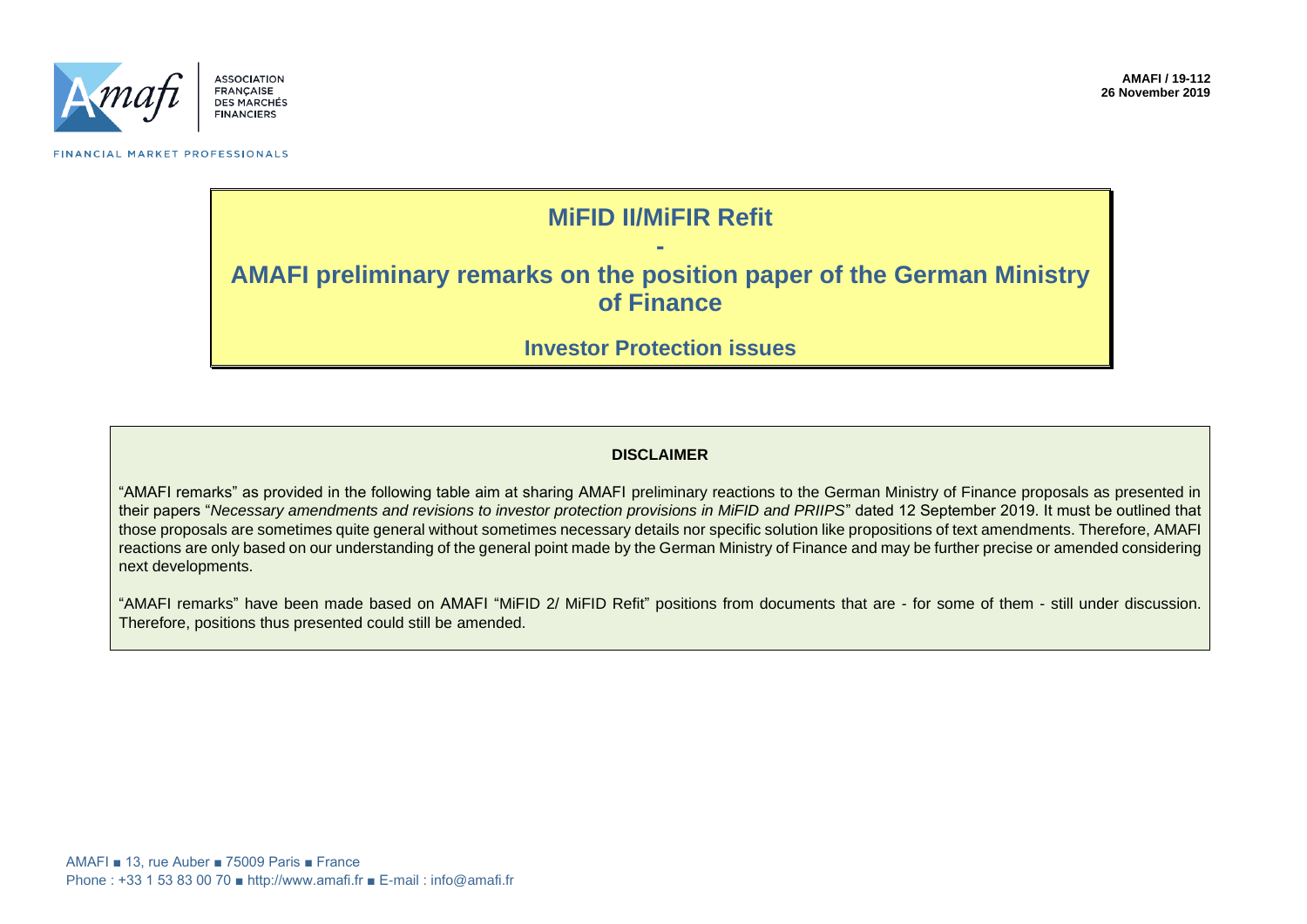ASSOCIATION FRANÇAISE DES MARCHÉS FINANCIERS

FINANCIAL MARKET PROFESSIONALS

**AMAFI / 19-112**
**26 November 2019**

# MiFID II/MiFIR Refit

# -

# AMAFI preliminary remarks on the position paper of the German Ministry of Finance

## Investor Protection issues

**DISCLAIMER**

"AMAFI remarks" as provided in the following table aim at sharing AMAFI preliminary reactions to the German Ministry of Finance proposals as presented in their papers "*Necessary amendments and revisions to investor protection provisions in MiFID and PRIIPS*" dated 12 September 2019. It must be outlined that those proposals are sometimes quite general without sometimes necessary details nor specific solution like propositions of text amendments. Therefore, AMAFI reactions are only based on our understanding of the general point made by the German Ministry of Finance and may be further precise or amended considering next developments.

"AMAFI remarks" have been made based on AMAFI "MiFID 2/ MiFID Refit" positions from documents that are - for some of them - still under discussion. Therefore, positions thus presented could still be amended.

AMAFI ■ 13, rue Auber ■ 75009 Paris ■ France
Phone : +33 1 53 83 00 70 ■ http://www.amafi.fr ■ E-mail : info@amafi.fr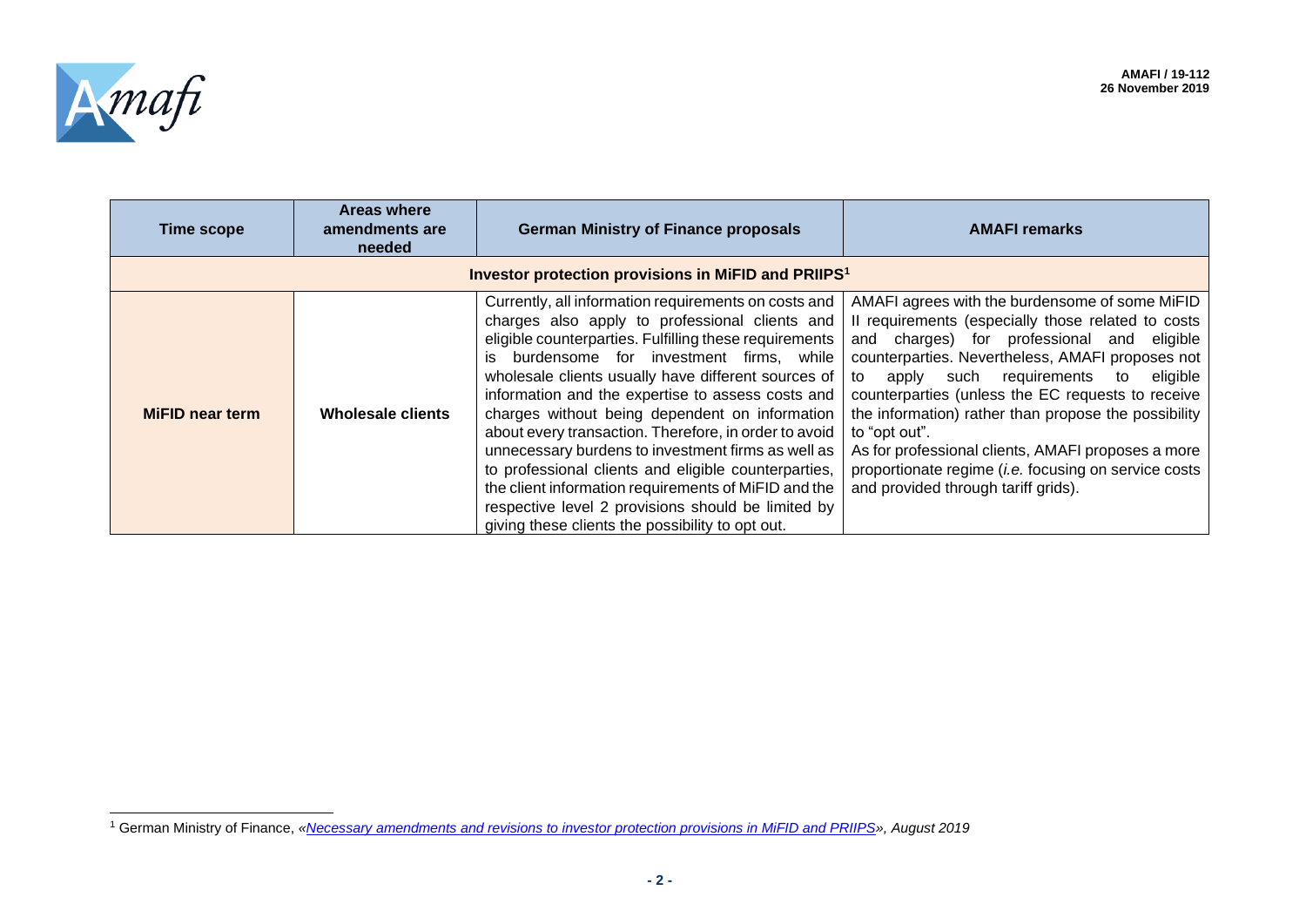| Time scope | Areas where amendments are needed | German Ministry of Finance proposals | AMAFI remarks |
|---|---|---|---|
| **Investor protection provisions in MiFID and PRIIPS[1]** | | | |
| **MiFID near term** | **Wholesale clients** | Currently, all information requirements on costs and charges also apply to professional clients and eligible counterparties. Fulfilling these requirements is burdensome for investment firms, while wholesale clients usually have different sources of information and the expertise to assess costs and charges without being dependent on information about every transaction. Therefore, in order to avoid unnecessary burdens to investment firms as well as to professional clients and eligible counterparties, the client information requirements of MiFID and the respective level 2 provisions should be limited by giving these clients the possibility to opt out. | AMAFI agrees with the burdensome of some MiFID II requirements (especially those related to costs and charges) for professional and eligible counterparties. Nevertheless, AMAFI proposes not to apply such requirements to eligible counterparties (unless the EC requests to receive the information) rather than propose the possibility to "opt out".<br>As for professional clients, AMAFI proposes a more proportionate regime (*i.e.* focusing on service costs and provided through tariff grids). |

[1] German Ministry of Finance, «*Necessary amendments and revisions to investor protection provisions in MiFID and PRIIPS*», *August 2019*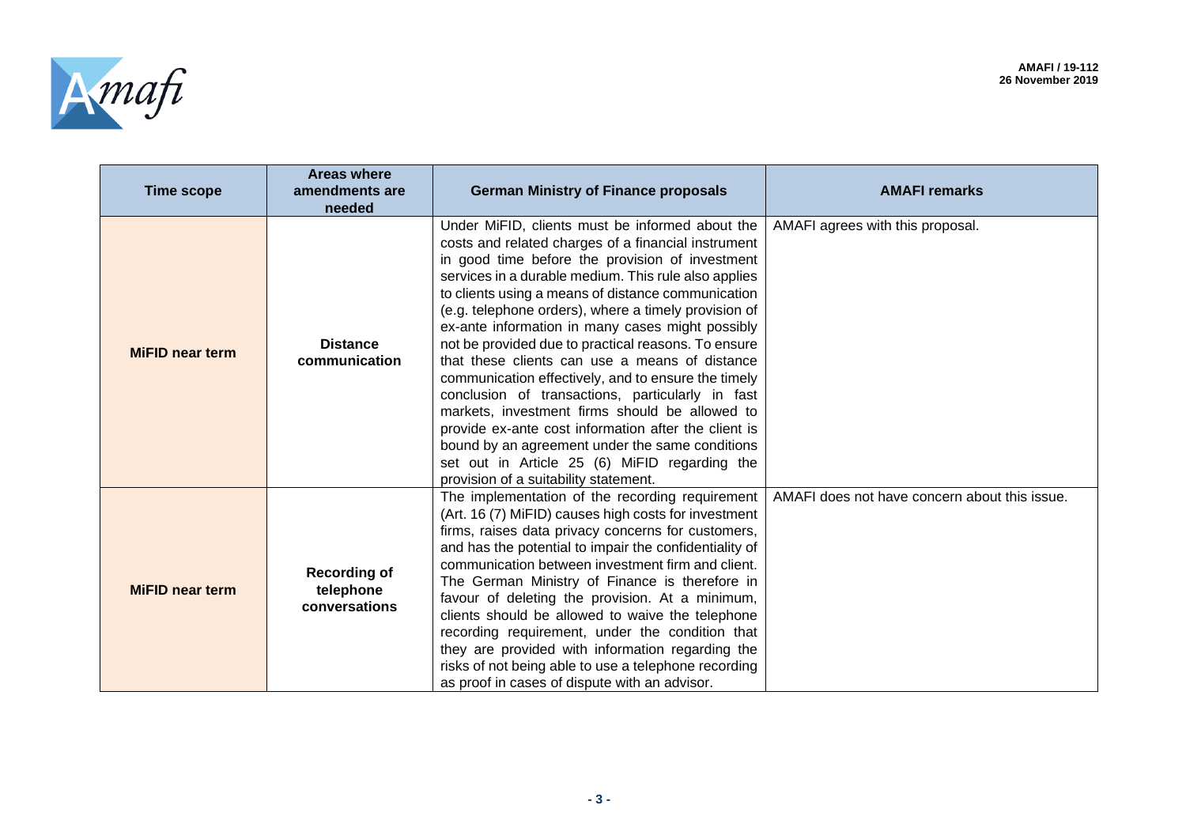| Time scope | Areas where amendments are needed | German Ministry of Finance proposals | AMAFI remarks |
|---|---|---|---|
| **MiFID near term** | **Distance communication** | Under MiFID, clients must be informed about the costs and related charges of a financial instrument in good time before the provision of investment services in a durable medium. This rule also applies to clients using a means of distance communication (e.g. telephone orders), where a timely provision of ex-ante information in many cases might possibly not be provided due to practical reasons. To ensure that these clients can use a means of distance communication effectively, and to ensure the timely conclusion of transactions, particularly in fast markets, investment firms should be allowed to provide ex-ante cost information after the client is bound by an agreement under the same conditions set out in Article 25 (6) MiFID regarding the provision of a suitability statement. | AMAFI agrees with this proposal. |
| **MiFID near term** | **Recording of telephone conversations** | The implementation of the recording requirement (Art. 16 (7) MiFID) causes high costs for investment firms, raises data privacy concerns for customers, and has the potential to impair the confidentiality of communication between investment firm and client. The German Ministry of Finance is therefore in favour of deleting the provision. At a minimum, clients should be allowed to waive the telephone recording requirement, under the condition that they are provided with information regarding the risks of not being able to use a telephone recording as proof in cases of dispute with an advisor. | AMAFI does not have concern about this issue. |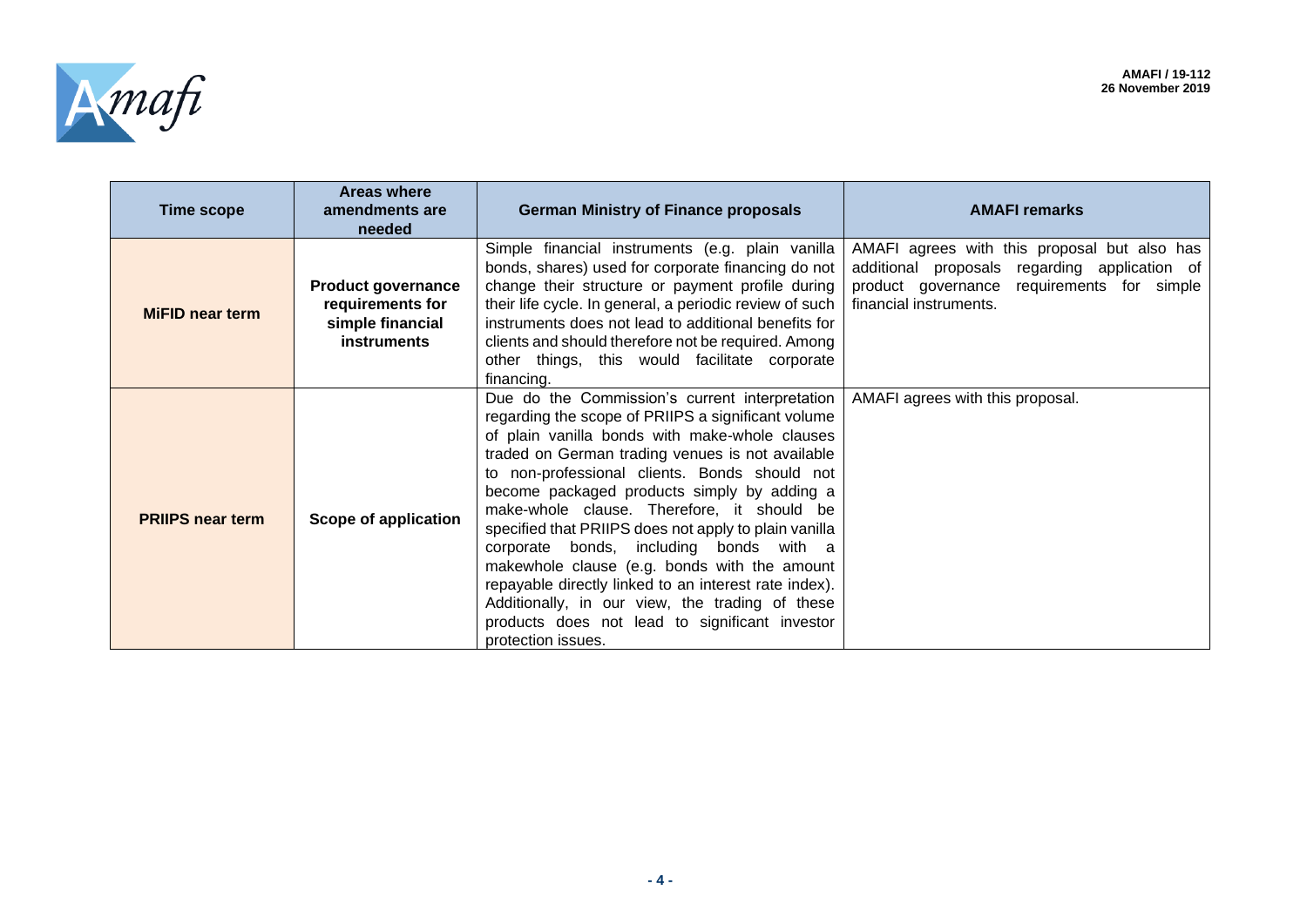| Time scope | Areas where amendments are needed | German Ministry of Finance proposals | AMAFI remarks |
|---|---|---|---|
| **MiFID near term** | **Product governance requirements for simple financial instruments** | Simple financial instruments (e.g. plain vanilla bonds, shares) used for corporate financing do not change their structure or payment profile during their life cycle. In general, a periodic review of such instruments does not lead to additional benefits for clients and should therefore not be required. Among other things, this would facilitate corporate financing. | AMAFI agrees with this proposal but also has additional proposals regarding application of product governance requirements for simple financial instruments. |
| **PRIIPS near term** | **Scope of application** | Due do the Commission's current interpretation regarding the scope of PRIIPS a significant volume of plain vanilla bonds with make-whole clauses traded on German trading venues is not available to non-professional clients. Bonds should not become packaged products simply by adding a make-whole clause. Therefore, it should be specified that PRIIPS does not apply to plain vanilla corporate bonds, including bonds with a makewhole clause (e.g. bonds with the amount repayable directly linked to an interest rate index). Additionally, in our view, the trading of these products does not lead to significant investor protection issues. | AMAFI agrees with this proposal. |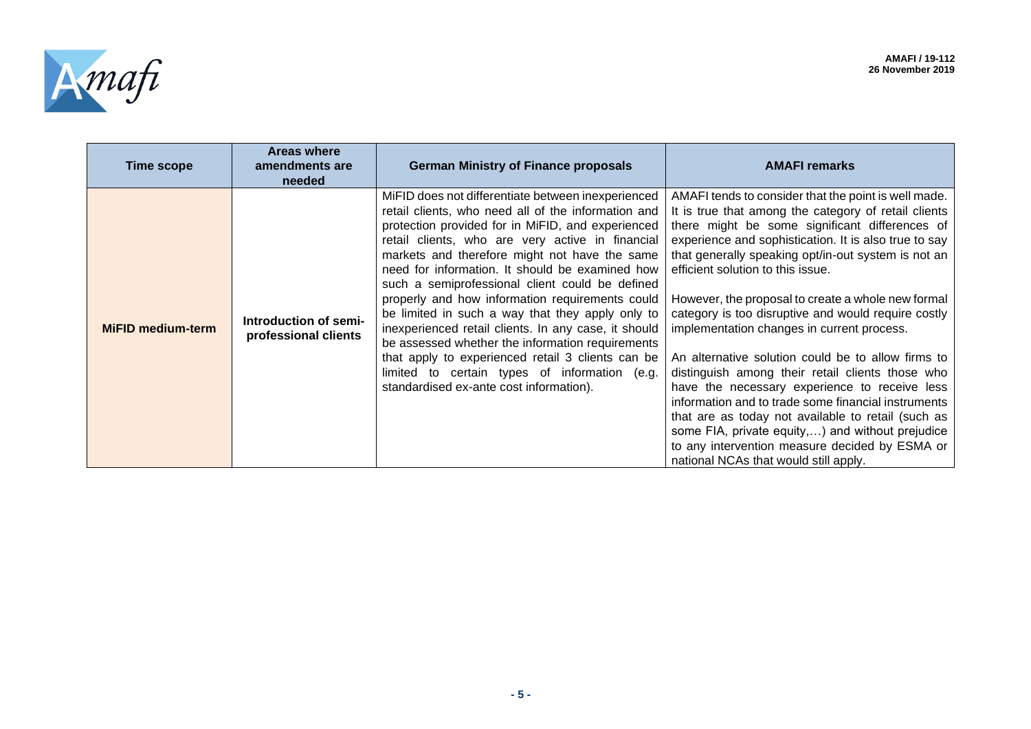| Time scope | Areas where amendments are needed | German Ministry of Finance proposals | AMAFI remarks |
|---|---|---|---|
| **MiFID medium-term** | **Introduction of semi-professional clients** | MiFID does not differentiate between inexperienced retail clients, who need all of the information and protection provided for in MiFID, and experienced retail clients, who are very active in financial markets and therefore might not have the same need for information. It should be examined how such a semiprofessional client could be defined properly and how information requirements could be limited in such a way that they apply only to inexperienced retail clients. In any case, it should be assessed whether the information requirements that apply to experienced retail 3 clients can be limited to certain types of information (e.g. standardised ex-ante cost information). | AMAFI tends to consider that the point is well made. It is true that among the category of retail clients there might be some significant differences of experience and sophistication. It is also true to say that generally speaking opt/in-out system is not an efficient solution to this issue.<br><br>However, the proposal to create a whole new formal category is too disruptive and would require costly implementation changes in current process.<br><br>An alternative solution could be to allow firms to distinguish among their retail clients those who have the necessary experience to receive less information and to trade some financial instruments that are as today not available to retail (such as some FIA, private equity,…) and without prejudice to any intervention measure decided by ESMA or national NCAs that would still apply. |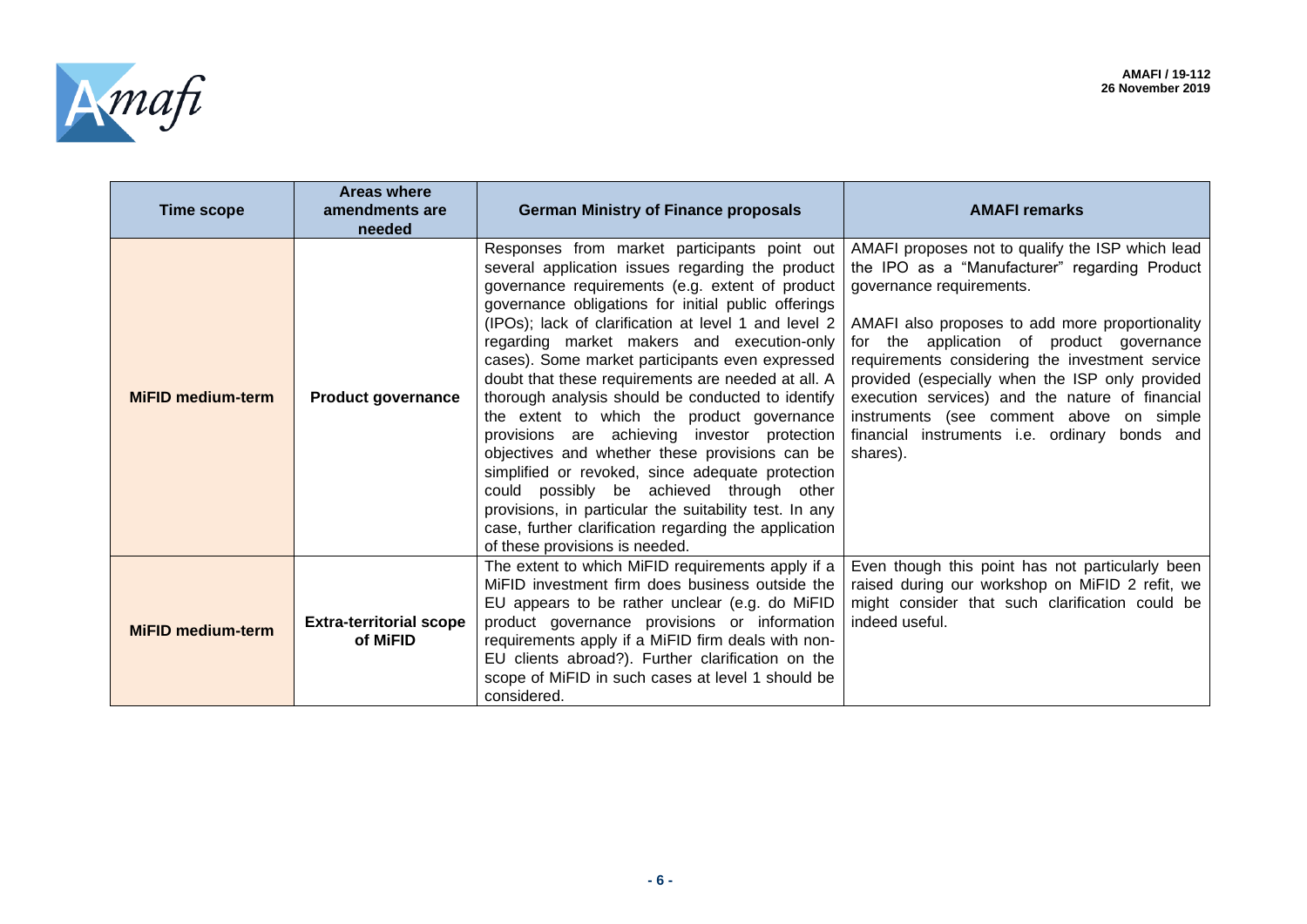| Time scope | Areas where amendments are needed | German Ministry of Finance proposals | AMAFI remarks |
|---|---|---|---|
| **MiFID medium-term** | **Product governance** | Responses from market participants point out several application issues regarding the product governance requirements (e.g. extent of product governance obligations for initial public offerings (IPOs); lack of clarification at level 1 and level 2 regarding market makers and execution-only cases). Some market participants even expressed doubt that these requirements are needed at all. A thorough analysis should be conducted to identify the extent to which the product governance provisions are achieving investor protection objectives and whether these provisions can be simplified or revoked, since adequate protection could possibly be achieved through other provisions, in particular the suitability test. In any case, further clarification regarding the application of these provisions is needed. | AMAFI proposes not to qualify the ISP which lead the IPO as a "Manufacturer" regarding Product governance requirements.<br><br>AMAFI also proposes to add more proportionality for the application of product governance requirements considering the investment service provided (especially when the ISP only provided execution services) and the nature of financial instruments (see comment above on simple financial instruments i.e. ordinary bonds and shares). |
| **MiFID medium-term** | **Extra-territorial scope of MiFID** | The extent to which MiFID requirements apply if a MiFID investment firm does business outside the EU appears to be rather unclear (e.g. do MiFID product governance provisions or information requirements apply if a MiFID firm deals with non-EU clients abroad?). Further clarification on the scope of MiFID in such cases at level 1 should be considered. | Even though this point has not particularly been raised during our workshop on MiFID 2 refit, we might consider that such clarification could be indeed useful. |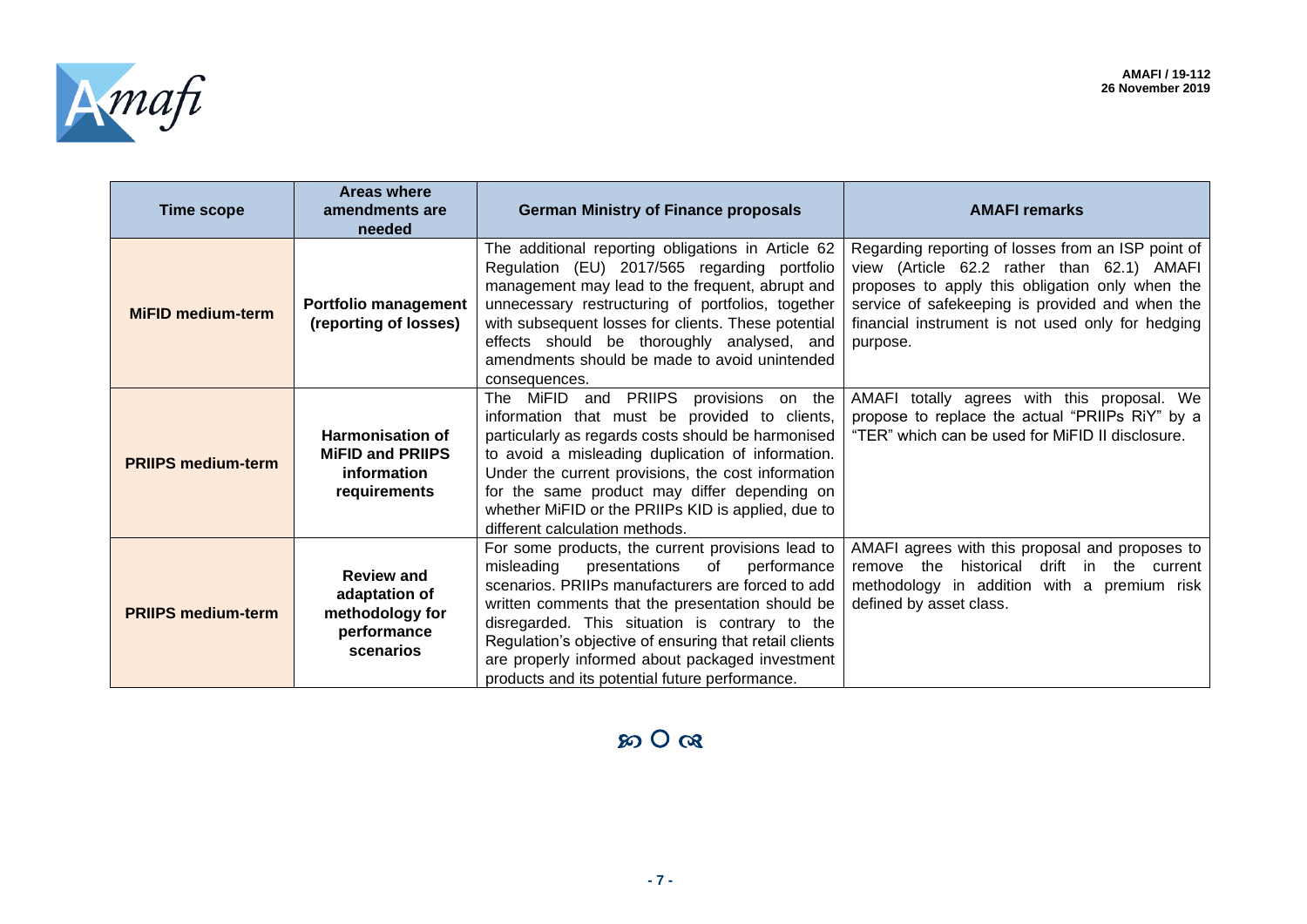| Time scope | Areas where amendments are needed | German Ministry of Finance proposals | AMAFI remarks |
| --- | --- | --- | --- |
| **MiFID medium-term** | **Portfolio management (reporting of losses)** | The additional reporting obligations in Article 62 Regulation (EU) 2017/565 regarding portfolio management may lead to the frequent, abrupt and unnecessary restructuring of portfolios, together with subsequent losses for clients. These potential effects should be thoroughly analysed, and amendments should be made to avoid unintended consequences. | Regarding reporting of losses from an ISP point of view (Article 62.2 rather than 62.1) AMAFI proposes to apply this obligation only when the service of safekeeping is provided and when the financial instrument is not used only for hedging purpose. |
| **PRIIPS medium-term** | **Harmonisation of MiFID and PRIIPS information requirements** | The MiFID and PRIIPS provisions on the information that must be provided to clients, particularly as regards costs should be harmonised to avoid a misleading duplication of information. Under the current provisions, the cost information for the same product may differ depending on whether MiFID or the PRIIPs KID is applied, due to different calculation methods. | AMAFI totally agrees with this proposal. We propose to replace the actual "PRIIPs RiY" by a "TER" which can be used for MiFID II disclosure. |
| **PRIIPS medium-term** | **Review and adaptation of methodology for performance scenarios** | For some products, the current provisions lead to misleading presentations of performance scenarios. PRIIPs manufacturers are forced to add written comments that the presentation should be disregarded. This situation is contrary to the Regulation's objective of ensuring that retail clients are properly informed about packaged investment products and its potential future performance. | AMAFI agrees with this proposal and proposes to remove the historical drift in the current methodology in addition with a premium risk defined by asset class. |

ꙮ O ꙮ